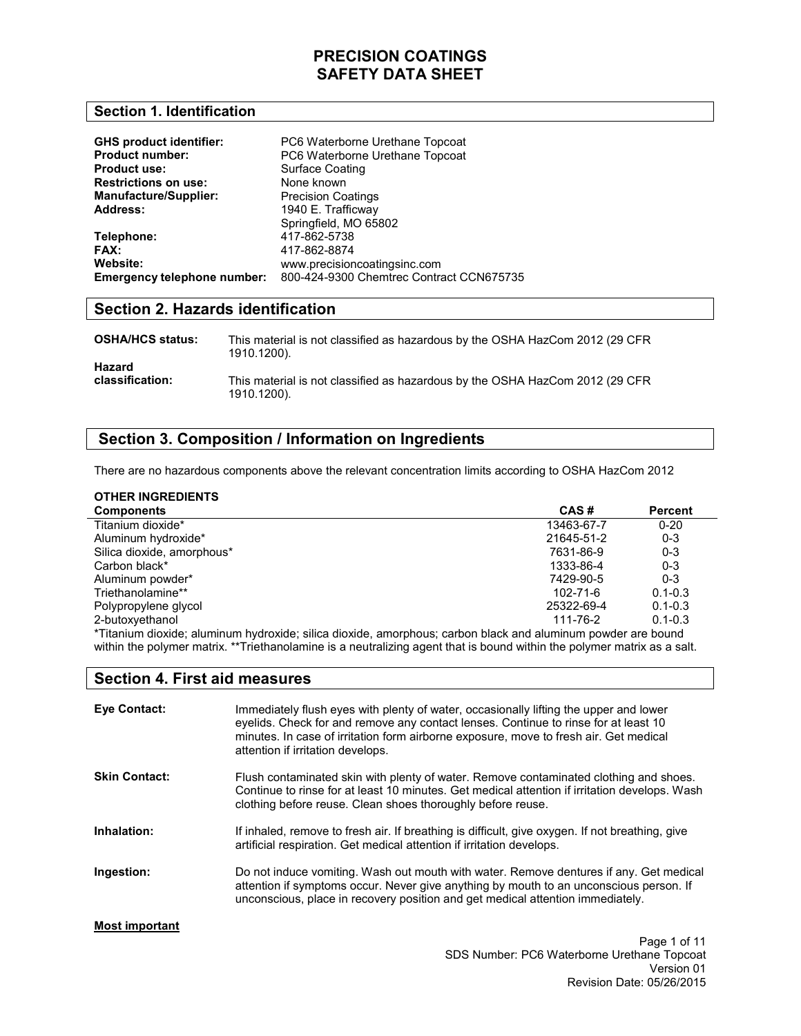# PRECISION COATINGS
# SAFETY DATA SHEET

## Section 1. Identification

**GHS product identifier:** PC6 Waterborne Urethane Topcoat
**Product number:** PC6 Waterborne Urethane Topcoat
**Product use:** Surface Coating
**Restrictions on use:** None known
**Manufacture/Supplier:** Precision Coatings
**Address:** 1940 E. Trafficway
Springfield, MO 65802
**Telephone:** 417-862-5738
**FAX:** 417-862-8874
**Website:** www.precisioncoatingsinc.com
**Emergency telephone number:** 800-424-9300 Chemtrec Contract CCN675735

## Section 2. Hazards identification

**OSHA/HCS status:** This material is not classified as hazardous by the OSHA HazCom 2012 (29 CFR 1910.1200).

**Hazard classification:** This material is not classified as hazardous by the OSHA HazCom 2012 (29 CFR 1910.1200).

## Section 3. Composition / Information on Ingredients

There are no hazardous components above the relevant concentration limits according to OSHA HazCom 2012

**OTHER INGREDIENTS**

| Components | CAS # | Percent |
|---|---|---|
| Titanium dioxide* | 13463-67-7 | 0-20 |
| Aluminum hydroxide* | 21645-51-2 | 0-3 |
| Silica dioxide, amorphous* | 7631-86-9 | 0-3 |
| Carbon black* | 1333-86-4 | 0-3 |
| Aluminum powder* | 7429-90-5 | 0-3 |
| Triethanolamine** | 102-71-6 | 0.1-0.3 |
| Polypropylene glycol | 25322-69-4 | 0.1-0.3 |
| 2-butoxyethanol | 111-76-2 | 0.1-0.3 |

*Titanium dioxide; aluminum hydroxide; silica dioxide, amorphous; carbon black and aluminum powder are bound within the polymer matrix. **Triethanolamine is a neutralizing agent that is bound within the polymer matrix as a salt.

## Section 4. First aid measures

**Eye Contact:** Immediately flush eyes with plenty of water, occasionally lifting the upper and lower eyelids. Check for and remove any contact lenses. Continue to rinse for at least 10 minutes. In case of irritation form airborne exposure, move to fresh air. Get medical attention if irritation develops.

**Skin Contact:** Flush contaminated skin with plenty of water. Remove contaminated clothing and shoes. Continue to rinse for at least 10 minutes. Get medical attention if irritation develops. Wash clothing before reuse. Clean shoes thoroughly before reuse.

**Inhalation:** If inhaled, remove to fresh air. If breathing is difficult, give oxygen. If not breathing, give artificial respiration. Get medical attention if irritation develops.

**Ingestion:** Do not induce vomiting. Wash out mouth with water. Remove dentures if any. Get medical attention if symptoms occur. Never give anything by mouth to an unconscious person. If unconscious, place in recovery position and get medical attention immediately.

**Most important**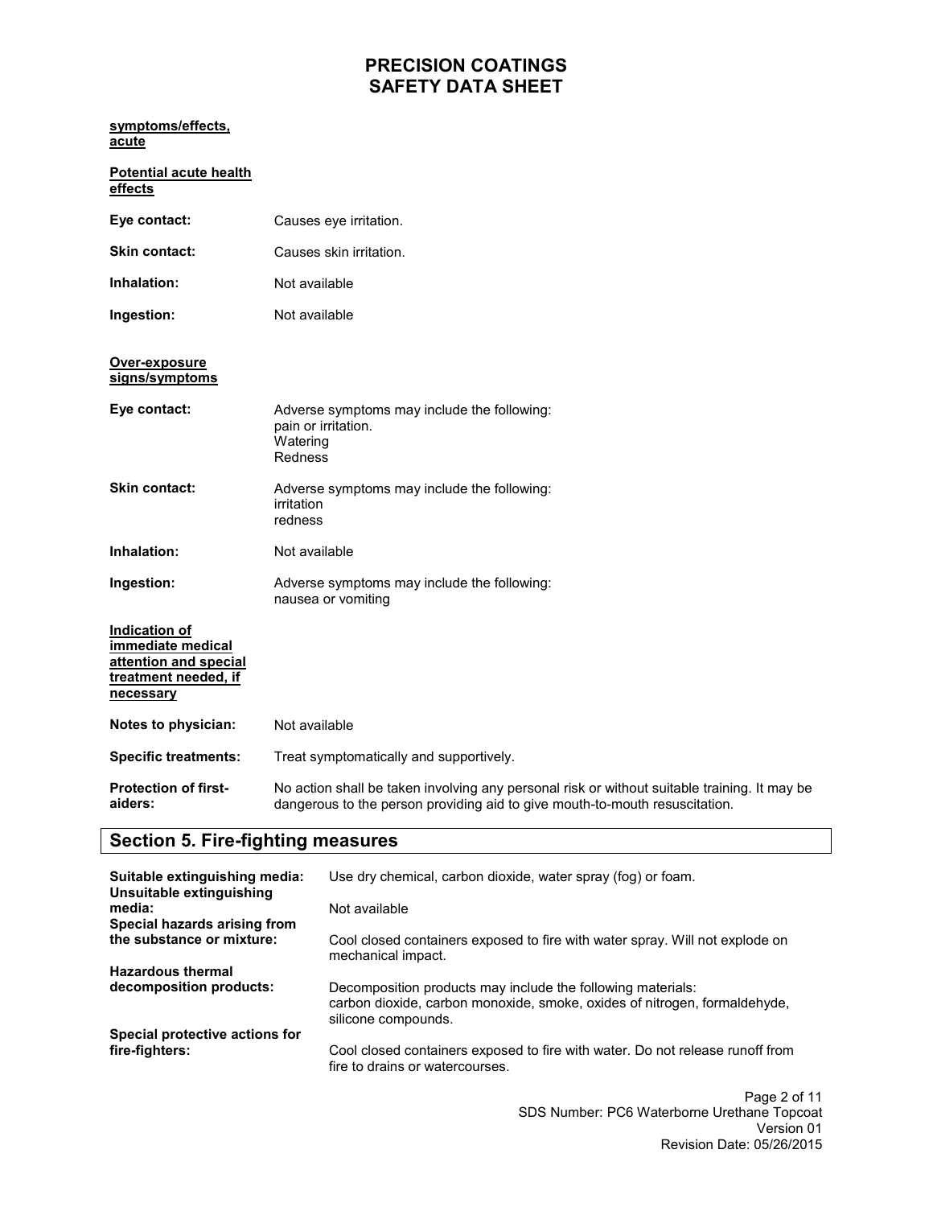**symptoms/effects, acute**

**Potential acute health effects**

**Eye contact:** Causes eye irritation.

**Skin contact:** Causes skin irritation.

**Inhalation:** Not available

**Ingestion:** Not available

**Over-exposure signs/symptoms**

**Eye contact:** Adverse symptoms may include the following:
pain or irritation.
Watering
Redness

**Skin contact:** Adverse symptoms may include the following:
irritation
redness

**Inhalation:** Not available

**Ingestion:** Adverse symptoms may include the following:
nausea or vomiting

**Indication of immediate medical attention and special treatment needed, if necessary**

**Notes to physician:** Not available

**Specific treatments:** Treat symptomatically and supportively.

**Protection of first-aiders:** No action shall be taken involving any personal risk or without suitable training. It may be dangerous to the person providing aid to give mouth-to-mouth resuscitation.

## Section 5. Fire-fighting measures

**Suitable extinguishing media:** Use dry chemical, carbon dioxide, water spray (fog) or foam.

**Unsuitable extinguishing media:** Not available

**Special hazards arising from the substance or mixture:** Cool closed containers exposed to fire with water spray. Will not explode on mechanical impact.

**Hazardous thermal decomposition products:** Decomposition products may include the following materials:
carbon dioxide, carbon monoxide, smoke, oxides of nitrogen, formaldehyde, silicone compounds.

**Special protective actions for fire-fighters:** Cool closed containers exposed to fire with water. Do not release runoff from fire to drains or watercourses.

SDS Number: PC6 Waterborne Urethane Topcoat
Version 01
Revision Date: 05/26/2015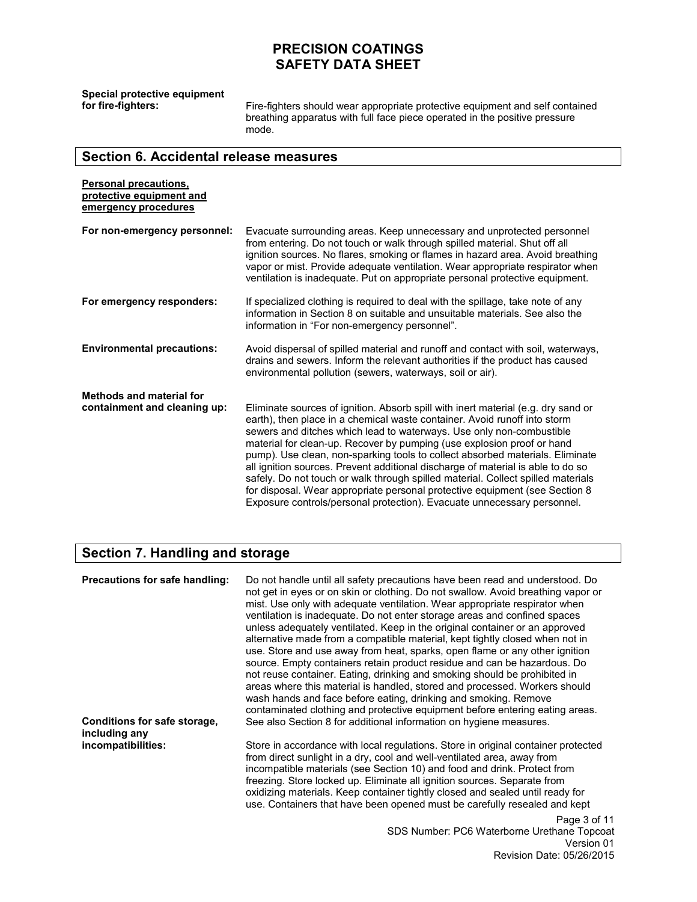**Special protective equipment for fire-fighters:** Fire-fighters should wear appropriate protective equipment and self contained breathing apparatus with full face piece operated in the positive pressure mode.

## Section 6. Accidental release measures

**Personal precautions, protective equipment and emergency procedures**

**For non-emergency personnel:** Evacuate surrounding areas. Keep unnecessary and unprotected personnel from entering. Do not touch or walk through spilled material. Shut off all ignition sources. No flares, smoking or flames in hazard area. Avoid breathing vapor or mist. Provide adequate ventilation. Wear appropriate respirator when ventilation is inadequate. Put on appropriate personal protective equipment.

**For emergency responders:** If specialized clothing is required to deal with the spillage, take note of any information in Section 8 on suitable and unsuitable materials. See also the information in "For non-emergency personnel".

**Environmental precautions:** Avoid dispersal of spilled material and runoff and contact with soil, waterways, drains and sewers. Inform the relevant authorities if the product has caused environmental pollution (sewers, waterways, soil or air).

**Methods and material for containment and cleaning up:** Eliminate sources of ignition. Absorb spill with inert material (e.g. dry sand or earth), then place in a chemical waste container. Avoid runoff into storm sewers and ditches which lead to waterways. Use only non-combustible material for clean-up. Recover by pumping (use explosion proof or hand pump). Use clean, non-sparking tools to collect absorbed materials. Eliminate all ignition sources. Prevent additional discharge of material is able to do so safely. Do not touch or walk through spilled material. Collect spilled materials for disposal. Wear appropriate personal protective equipment (see Section 8 Exposure controls/personal protection). Evacuate unnecessary personnel.

## Section 7. Handling and storage

**Precautions for safe handling:** Do not handle until all safety precautions have been read and understood. Do not get in eyes or on skin or clothing. Do not swallow. Avoid breathing vapor or mist. Use only with adequate ventilation. Wear appropriate respirator when ventilation is inadequate. Do not enter storage areas and confined spaces unless adequately ventilated. Keep in the original container or an approved alternative made from a compatible material, kept tightly closed when not in use. Store and use away from heat, sparks, open flame or any other ignition source. Empty containers retain product residue and can be hazardous. Do not reuse container. Eating, drinking and smoking should be prohibited in areas where this material is handled, stored and processed. Workers should wash hands and face before eating, drinking and smoking. Remove contaminated clothing and protective equipment before entering eating areas. See also Section 8 for additional information on hygiene measures.

**Conditions for safe storage, including any incompatibilities:** Store in accordance with local regulations. Store in original container protected from direct sunlight in a dry, cool and well-ventilated area, away from incompatible materials (see Section 10) and food and drink. Protect from freezing. Store locked up. Eliminate all ignition sources. Separate from oxidizing materials. Keep container tightly closed and sealed until ready for use. Containers that have been opened must be carefully resealed and kept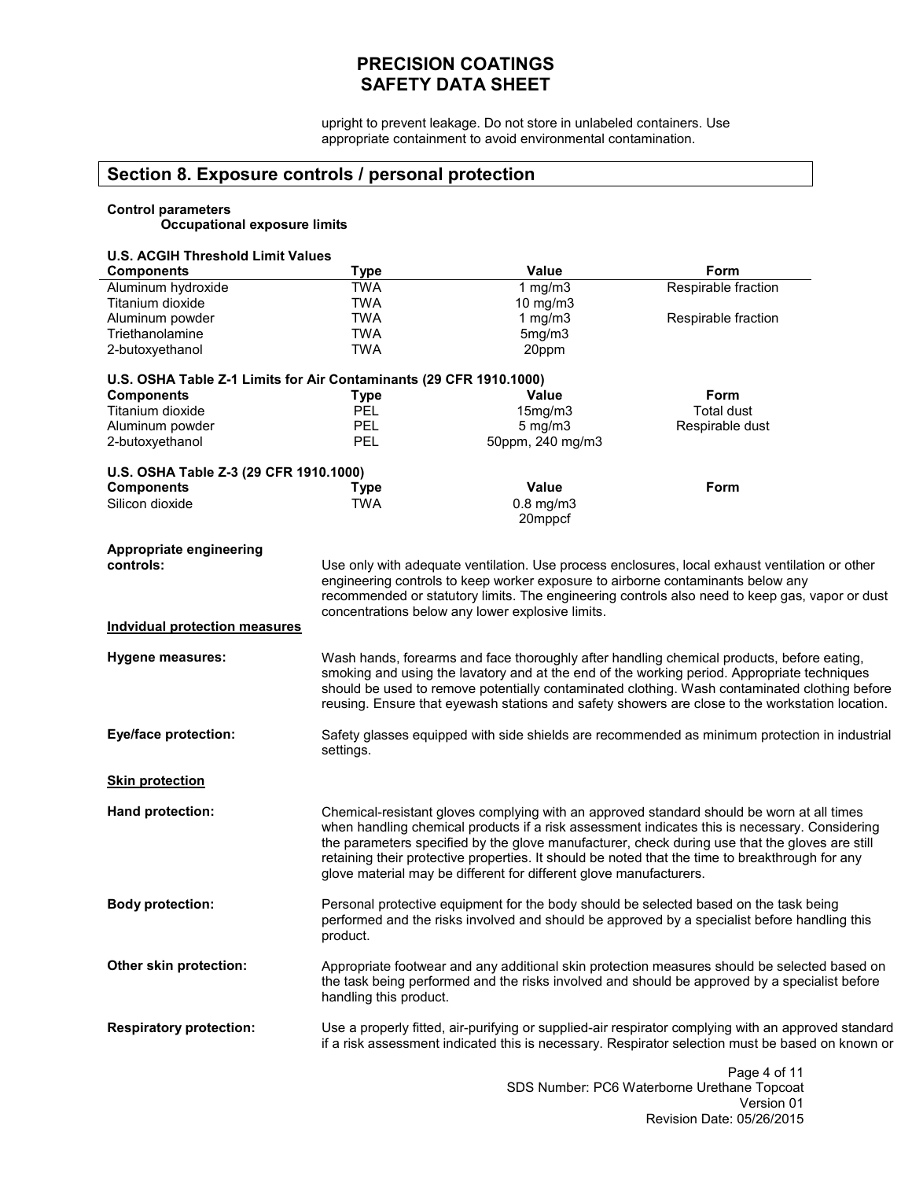upright to prevent leakage. Do not store in unlabeled containers. Use appropriate containment to avoid environmental contamination.

## Section 8. Exposure controls / personal protection

**Control parameters**

**Occupational exposure limits**

**U.S. ACGIH Threshold Limit Values**

| Components | Type | Value | Form |
|---|---|---|---|
| Aluminum hydroxide | TWA | 1 mg/m3 | Respirable fraction |
| Titanium dioxide | TWA | 10 mg/m3 | |
| Aluminum powder | TWA | 1 mg/m3 | Respirable fraction |
| Triethanolamine | TWA | 5mg/m3 | |
| 2-butoxyethanol | TWA | 20ppm | |

**U.S. OSHA Table Z-1 Limits for Air Contaminants (29 CFR 1910.1000)**

| Components | Type | Value | Form |
|---|---|---|---|
| Titanium dioxide | PEL | 15mg/m3 | Total dust |
| Aluminum powder | PEL | 5 mg/m3 | Respirable dust |
| 2-butoxyethanol | PEL | 50ppm, 240 mg/m3 | |

**U.S. OSHA Table Z-3 (29 CFR 1910.1000)**

| Components | Type | Value | Form |
|---|---|---|---|
| Silicon dioxide | TWA | 0.8 mg/m3<br>20mppcf | |

**Appropriate engineering controls:** Use only with adequate ventilation. Use process enclosures, local exhaust ventilation or other engineering controls to keep worker exposure to airborne contaminants below any recommended or statutory limits. The engineering controls also need to keep gas, vapor or dust concentrations below any lower explosive limits.

**Indvidual protection measures**

**Hygene measures:** Wash hands, forearms and face thoroughly after handling chemical products, before eating, smoking and using the lavatory and at the end of the working period. Appropriate techniques should be used to remove potentially contaminated clothing. Wash contaminated clothing before reusing. Ensure that eyewash stations and safety showers are close to the workstation location.

**Eye/face protection:** Safety glasses equipped with side shields are recommended as minimum protection in industrial settings.

**Skin protection**

**Hand protection:** Chemical-resistant gloves complying with an approved standard should be worn at all times when handling chemical products if a risk assessment indicates this is necessary. Considering the parameters specified by the glove manufacturer, check during use that the gloves are still retaining their protective properties. It should be noted that the time to breakthrough for any glove material may be different for different glove manufacturers.

**Body protection:** Personal protective equipment for the body should be selected based on the task being performed and the risks involved and should be approved by a specialist before handling this product.

**Other skin protection:** Appropriate footwear and any additional skin protection measures should be selected based on the task being performed and the risks involved and should be approved by a specialist before handling this product.

**Respiratory protection:** Use a properly fitted, air-purifying or supplied-air respirator complying with an approved standard if a risk assessment indicated this is necessary. Respirator selection must be based on known or

SDS Number: PC6 Waterborne Urethane Topcoat
Version 01
Revision Date: 05/26/2015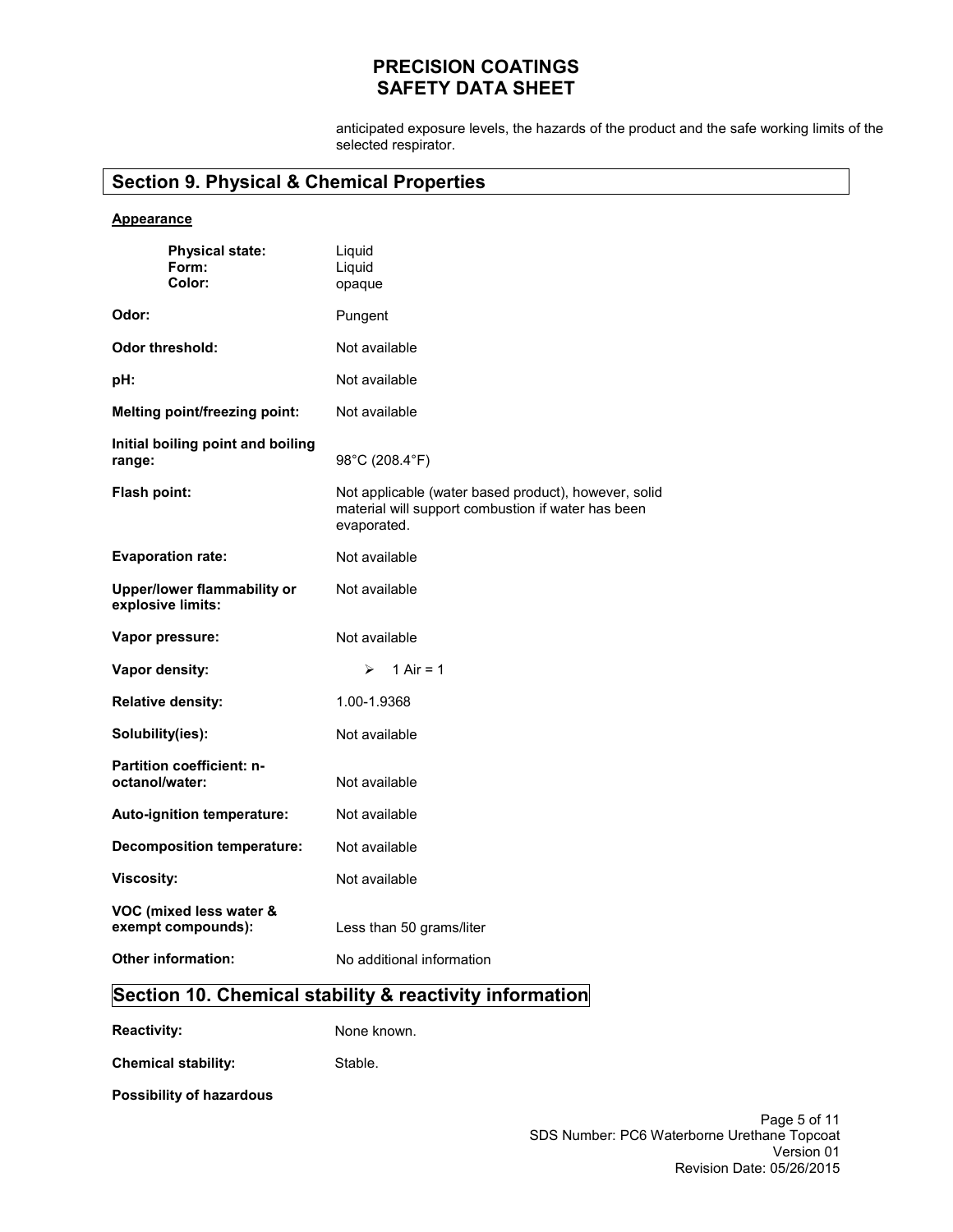anticipated exposure levels, the hazards of the product and the safe working limits of the selected respirator.

## Section 9. Physical & Chemical Properties

**Appearance**

| | |
|---|---|
| **Physical state:** | Liquid |
| **Form:** | Liquid |
| **Color:** | opaque |
| **Odor:** | Pungent |
| **Odor threshold:** | Not available |
| **pH:** | Not available |
| **Melting point/freezing point:** | Not available |
| **Initial boiling point and boiling range:** | 98°C (208.4°F) |
| **Flash point:** | Not applicable (water based product), however, solid material will support combustion if water has been evaporated. |
| **Evaporation rate:** | Not available |
| **Upper/lower flammability or explosive limits:** | Not available |
| **Vapor pressure:** | Not available |
| **Vapor density:** | > 1 Air = 1 |
| **Relative density:** | 1.00-1.9368 |
| **Solubility(ies):** | Not available |
| **Partition coefficient: n-octanol/water:** | Not available |
| **Auto-ignition temperature:** | Not available |
| **Decomposition temperature:** | Not available |
| **Viscosity:** | Not available |
| **VOC (mixed less water & exempt compounds):** | Less than 50 grams/liter |
| **Other information:** | No additional information |

## Section 10. Chemical stability & reactivity information

| | |
|---|---|
| **Reactivity:** | None known. |
| **Chemical stability:** | Stable. |

**Possibility of hazardous**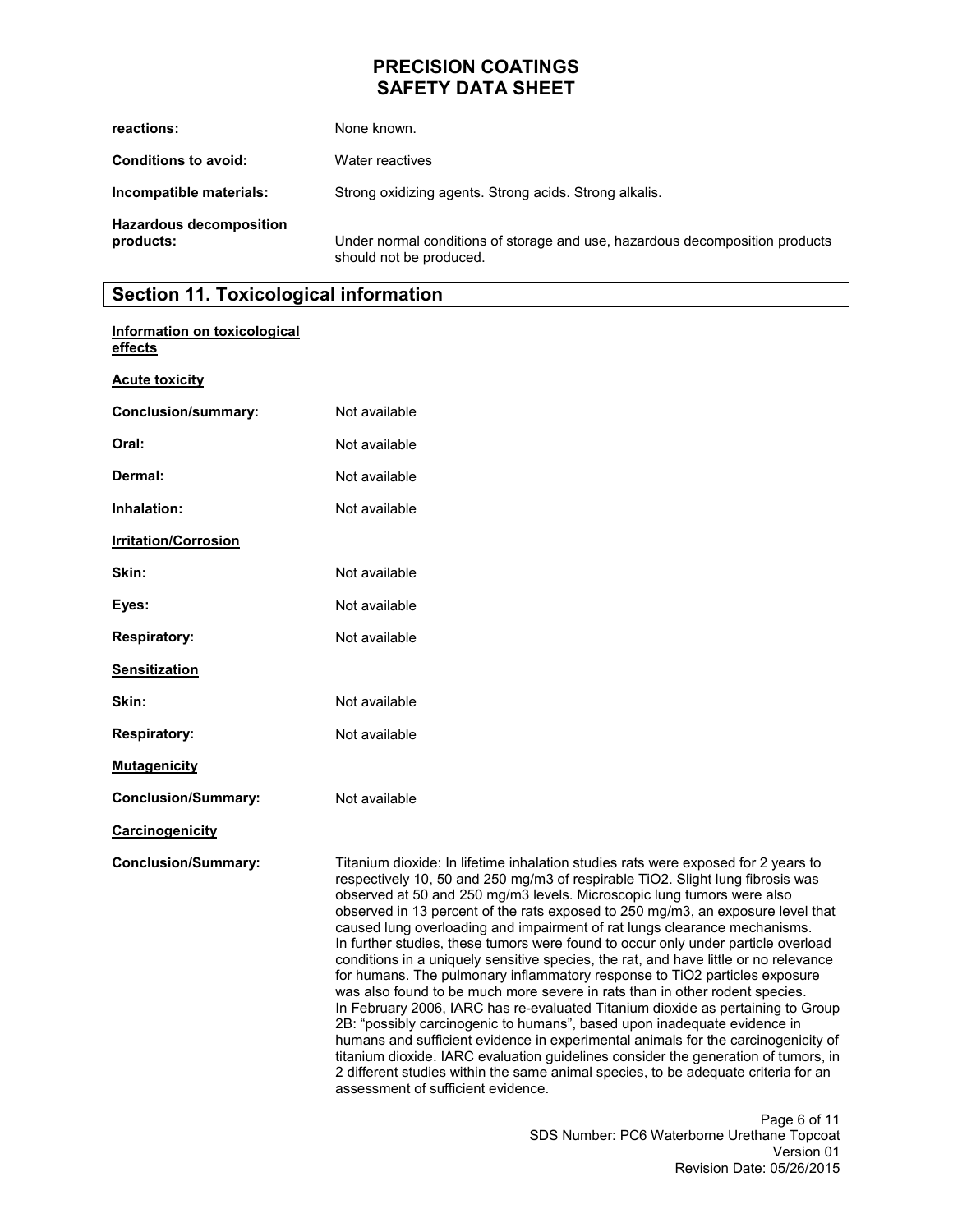| | |
|---|---|
| **reactions:** | None known. |
| **Conditions to avoid:** | Water reactives |
| **Incompatible materials:** | Strong oxidizing agents. Strong acids. Strong alkalis. |
| **Hazardous decomposition products:** | Under normal conditions of storage and use, hazardous decomposition products should not be produced. |

## Section 11. Toxicological information

**Information on toxicological effects**

**Acute toxicity**

| | |
|---|---|
| **Conclusion/summary:** | Not available |
| **Oral:** | Not available |
| **Dermal:** | Not available |
| **Inhalation:** | Not available |

**Irritation/Corrosion**

| | |
|---|---|
| **Skin:** | Not available |
| **Eyes:** | Not available |
| **Respiratory:** | Not available |

**Sensitization**

| | |
|---|---|
| **Skin:** | Not available |
| **Respiratory:** | Not available |

**Mutagenicity**

| | |
|---|---|
| **Conclusion/Summary:** | Not available |

**Carcinogenicity**

**Conclusion/Summary:**

Titanium dioxide: In lifetime inhalation studies rats were exposed for 2 years to respectively 10, 50 and 250 mg/m3 of respirable $TiO_2$. Slight lung fibrosis was observed at 50 and 250 mg/m3 levels. Microscopic lung tumors were also observed in 13 percent of the rats exposed to 250 mg/m3, an exposure level that caused lung overloading and impairment of rat lungs clearance mechanisms. In further studies, these tumors were found to occur only under particle overload conditions in a uniquely sensitive species, the rat, and have little or no relevance for humans. The pulmonary inflammatory response to $TiO_2$ particles exposure was also found to be much more severe in rats than in other rodent species. In February 2006, IARC has re-evaluated Titanium dioxide as pertaining to Group 2B: "possibly carcinogenic to humans", based upon inadequate evidence in humans and sufficient evidence in experimental animals for the carcinogenicity of titanium dioxide. IARC evaluation guidelines consider the generation of tumors, in 2 different studies within the same animal species, to be adequate criteria for an assessment of sufficient evidence.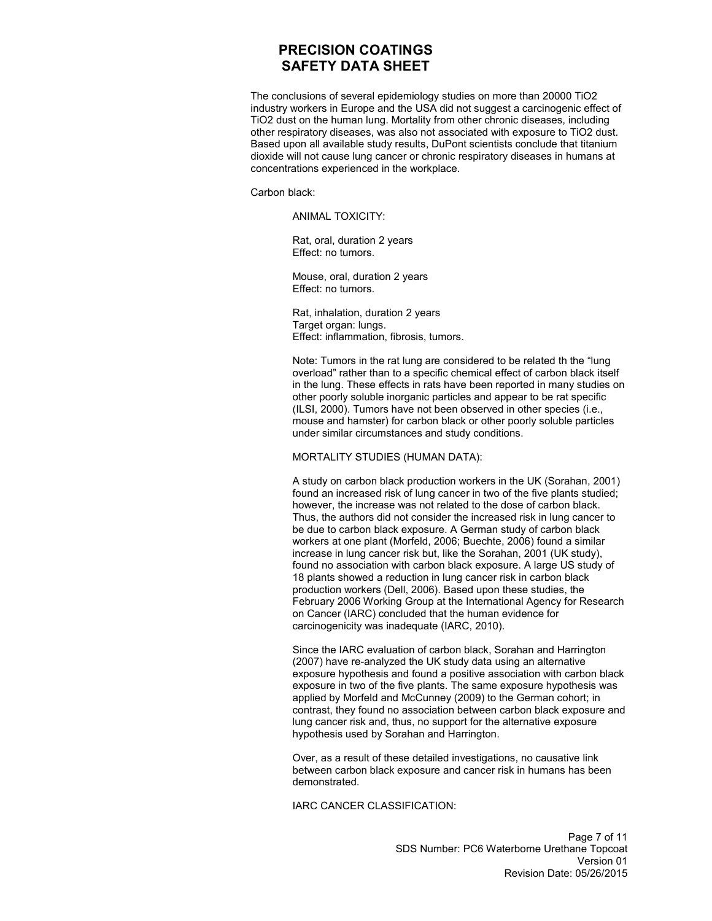The conclusions of several epidemiology studies on more than 20000 $TiO_2$ industry workers in Europe and the USA did not suggest a carcinogenic effect of $TiO_2$ dust on the human lung. Mortality from other chronic diseases, including other respiratory diseases, was also not associated with exposure to $TiO_2$ dust. Based upon all available study results, DuPont scientists conclude that titanium dioxide will not cause lung cancer or chronic respiratory diseases in humans at concentrations experienced in the workplace.

Carbon black:

ANIMAL TOXICITY:

Rat, oral, duration 2 years
Effect: no tumors.

Mouse, oral, duration 2 years
Effect: no tumors.

Rat, inhalation, duration 2 years
Target organ: lungs.
Effect: inflammation, fibrosis, tumors.

Note: Tumors in the rat lung are considered to be related th the "lung overload" rather than to a specific chemical effect of carbon black itself in the lung. These effects in rats have been reported in many studies on other poorly soluble inorganic particles and appear to be rat specific (ILSI, 2000). Tumors have not been observed in other species (i.e., mouse and hamster) for carbon black or other poorly soluble particles under similar circumstances and study conditions.

MORTALITY STUDIES (HUMAN DATA):

A study on carbon black production workers in the UK (Sorahan, 2001) found an increased risk of lung cancer in two of the five plants studied; however, the increase was not related to the dose of carbon black. Thus, the authors did not consider the increased risk in lung cancer to be due to carbon black exposure. A German study of carbon black workers at one plant (Morfeld, 2006; Buechte, 2006) found a similar increase in lung cancer risk but, like the Sorahan, 2001 (UK study), found no association with carbon black exposure. A large US study of 18 plants showed a reduction in lung cancer risk in carbon black production workers (Dell, 2006). Based upon these studies, the February 2006 Working Group at the International Agency for Research on Cancer (IARC) concluded that the human evidence for carcinogenicity was inadequate (IARC, 2010).

Since the IARC evaluation of carbon black, Sorahan and Harrington (2007) have re-analyzed the UK study data using an alternative exposure hypothesis and found a positive association with carbon black exposure in two of the five plants. The same exposure hypothesis was applied by Morfeld and McCunney (2009) to the German cohort; in contrast, they found no association between carbon black exposure and lung cancer risk and, thus, no support for the alternative exposure hypothesis used by Sorahan and Harrington.

Over, as a result of these detailed investigations, no causative link between carbon black exposure and cancer risk in humans has been demonstrated.

IARC CANCER CLASSIFICATION: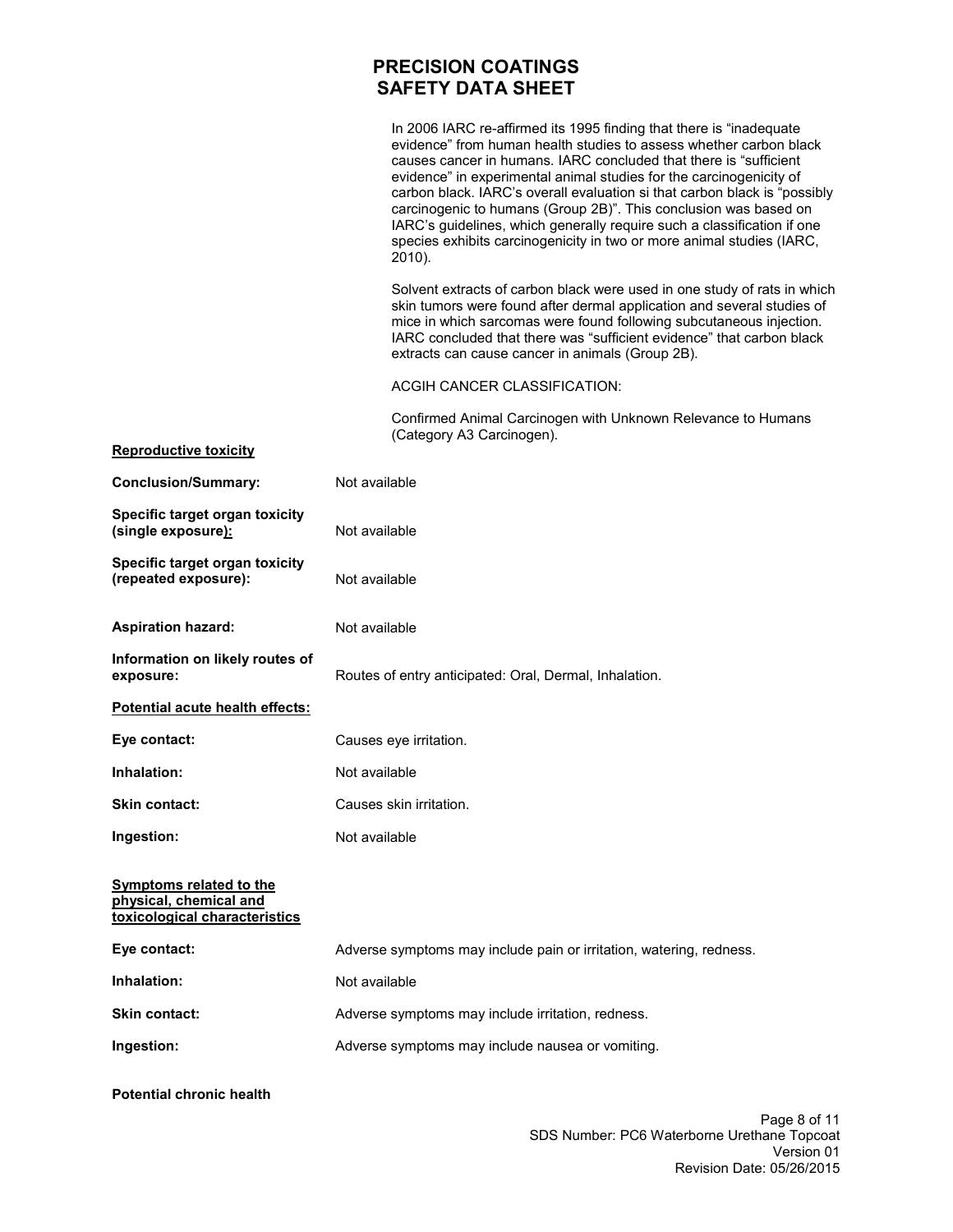In 2006 IARC re-affirmed its 1995 finding that there is "inadequate evidence" from human health studies to assess whether carbon black causes cancer in humans. IARC concluded that there is "sufficient evidence" in experimental animal studies for the carcinogenicity of carbon black. IARC's overall evaluation si that carbon black is "possibly carcinogenic to humans (Group 2B)". This conclusion was based on IARC's guidelines, which generally require such a classification if one species exhibits carcinogenicity in two or more animal studies (IARC, 2010).

Solvent extracts of carbon black were used in one study of rats in which skin tumors were found after dermal application and several studies of mice in which sarcomas were found following subcutaneous injection. IARC concluded that there was "sufficient evidence" that carbon black extracts can cause cancer in animals (Group 2B).

ACGIH CANCER CLASSIFICATION:

Confirmed Animal Carcinogen with Unknown Relevance to Humans (Category A3 Carcinogen).

**Reproductive toxicity**

**Conclusion/Summary:** Not available

**Specific target organ toxicity (single exposure):** Not available

**Specific target organ toxicity (repeated exposure):** Not available

**Aspiration hazard:** Not available

**Information on likely routes of exposure:** Routes of entry anticipated: Oral, Dermal, Inhalation.

**Potential acute health effects:**

**Eye contact:** Causes eye irritation.

**Inhalation:** Not available

**Skin contact:** Causes skin irritation.

**Ingestion:** Not available

**Symptoms related to the physical, chemical and toxicological characteristics**

**Eye contact:** Adverse symptoms may include pain or irritation, watering, redness.

**Inhalation:** Not available

**Skin contact:** Adverse symptoms may include irritation, redness.

**Ingestion:** Adverse symptoms may include nausea or vomiting.

**Potential chronic health**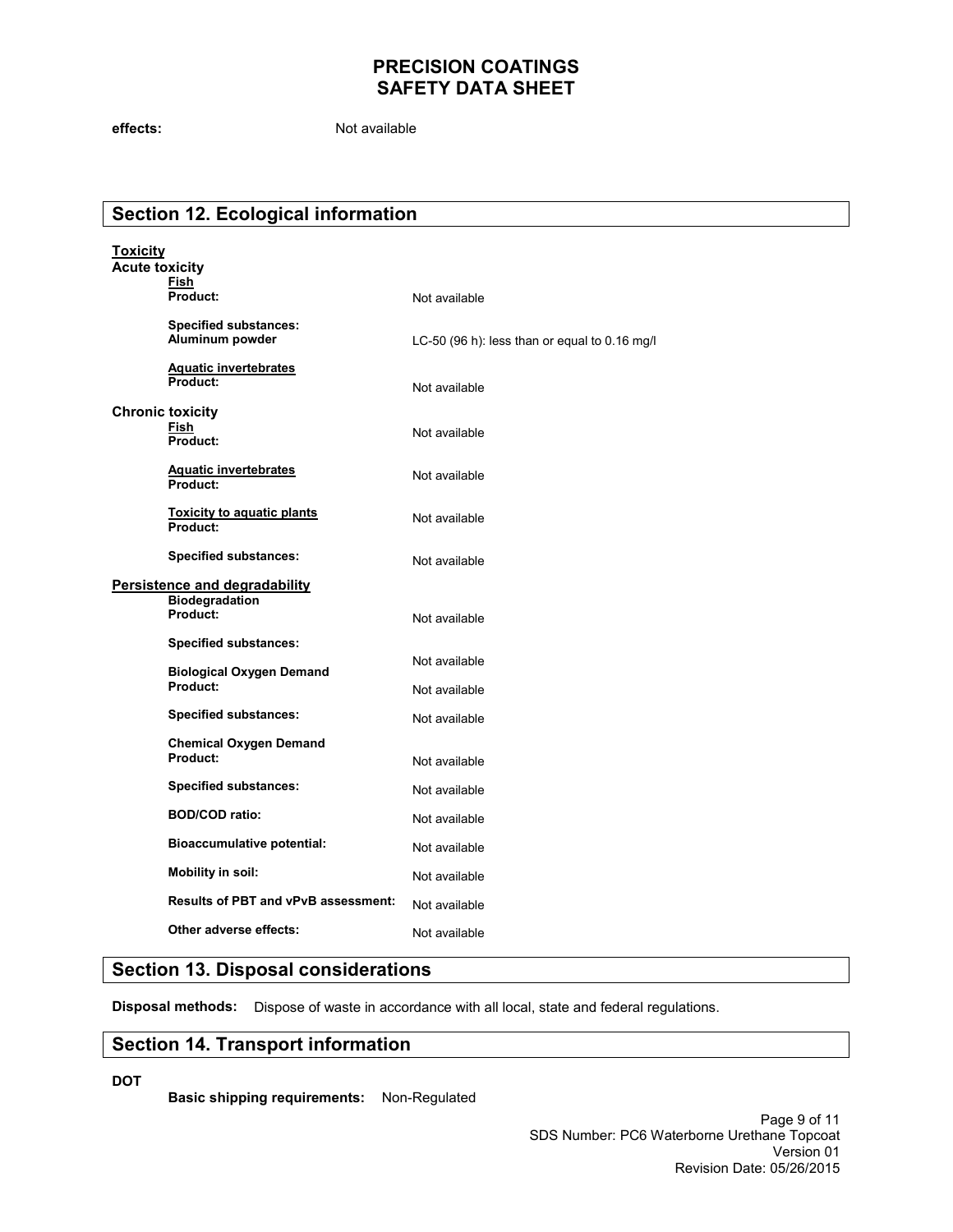**effects:** Not available

## Section 12. Ecological information

**Toxicity**

**Acute toxicity**

**Fish**

**Product:** Not available

**Specified substances:**
**Aluminum powder** LC-50 (96 h): less than or equal to 0.16 mg/l

**Aquatic invertebrates**

**Product:** Not available

**Chronic toxicity**

**Fish**
**Product:** Not available

**Aquatic invertebrates**
**Product:** Not available

**Toxicity to aquatic plants**
**Product:** Not available

**Specified substances:** Not available

**Persistence and degradability**

**Biodegradation**
**Product:** Not available

**Specified substances:** Not available

**Biological Oxygen Demand**
**Product:** Not available

**Specified substances:** Not available

**Chemical Oxygen Demand**
**Product:** Not available

**Specified substances:** Not available

**BOD/COD ratio:** Not available

**Bioaccumulative potential:** Not available

**Mobility in soil:** Not available

**Results of PBT and vPvB assessment:** Not available

**Other adverse effects:** Not available

## Section 13. Disposal considerations

**Disposal methods:** Dispose of waste in accordance with all local, state and federal regulations.

## Section 14. Transport information

**DOT**

**Basic shipping requirements:** Non-Regulated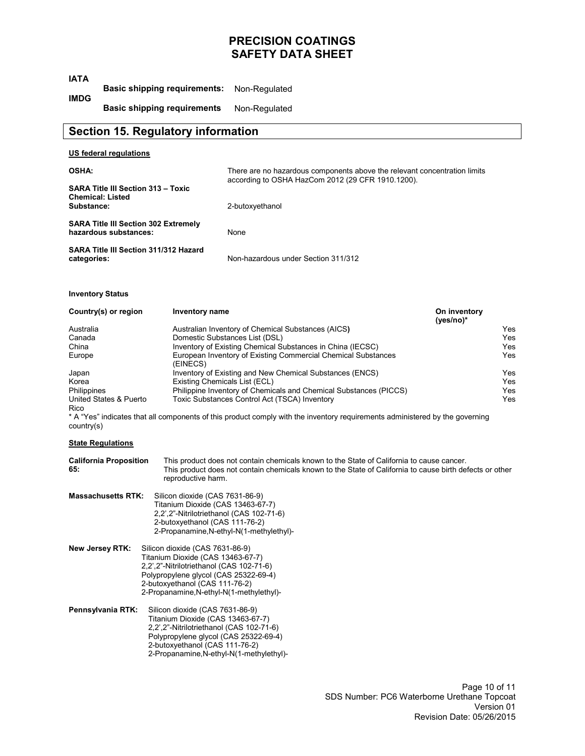**IATA**

**Basic shipping requirements:** Non-Regulated

**IMDG**

**Basic shipping requirements** Non-Regulated

## Section 15. Regulatory information

**US federal regulations**

**OSHA:** There are no hazardous components above the relevant concentration limits according to OSHA HazCom 2012 (29 CFR 1910.1200).

**SARA Title III Section 313 – Toxic Chemical: Listed Substance:** 2-butoxyethanol

**SARA Title III Section 302 Extremely hazardous substances:** None

**SARA Title III Section 311/312 Hazard categories:** Non-hazardous under Section 311/312

**Inventory Status**

| Country(s) or region | Inventory name | On inventory (yes/no)* |
|---|---|---|
| Australia | Australian Inventory of Chemical Substances (AICS) | Yes |
| Canada | Domestic Substances List (DSL) | Yes |
| China | Inventory of Existing Chemical Substances in China (IECSC) | Yes |
| Europe | European Inventory of Existing Commercial Chemical Substances (EINECS) | Yes |
| Japan | Inventory of Existing and New Chemical Substances (ENCS) | Yes |
| Korea | Existing Chemicals List (ECL) | Yes |
| Philippines | Philippine Inventory of Chemicals and Chemical Substances (PICCS) | Yes |
| United States & Puerto Rico | Toxic Substances Control Act (TSCA) Inventory | Yes |

* A "Yes" indicates that all components of this product comply with the inventory requirements administered by the governing country(s)

**State Regulations**

**California Proposition 65:** This product does not contain chemicals known to the State of California to cause cancer. This product does not contain chemicals known to the State of California to cause birth defects or other reproductive harm.

**Massachusetts RTK:**
Silicon dioxide (CAS 7631-86-9)
Titanium Dioxide (CAS 13463-67-7)
2,2',2"-Nitrilotriethanol (CAS 102-71-6)
2-butoxyethanol (CAS 111-76-2)
2-Propanamine,N-ethyl-N(1-methylethyl)-

**New Jersey RTK:**
Silicon dioxide (CAS 7631-86-9)
Titanium Dioxide (CAS 13463-67-7)
2,2',2"-Nitrilotriethanol (CAS 102-71-6)
Polypropylene glycol (CAS 25322-69-4)
2-butoxyethanol (CAS 111-76-2)
2-Propanamine,N-ethyl-N(1-methylethyl)-

**Pennsylvania RTK:**
Silicon dioxide (CAS 7631-86-9)
Titanium Dioxide (CAS 13463-67-7)
2,2',2"-Nitrilotriethanol (CAS 102-71-6)
Polypropylene glycol (CAS 25322-69-4)
2-butoxyethanol (CAS 111-76-2)
2-Propanamine,N-ethyl-N(1-methylethyl)-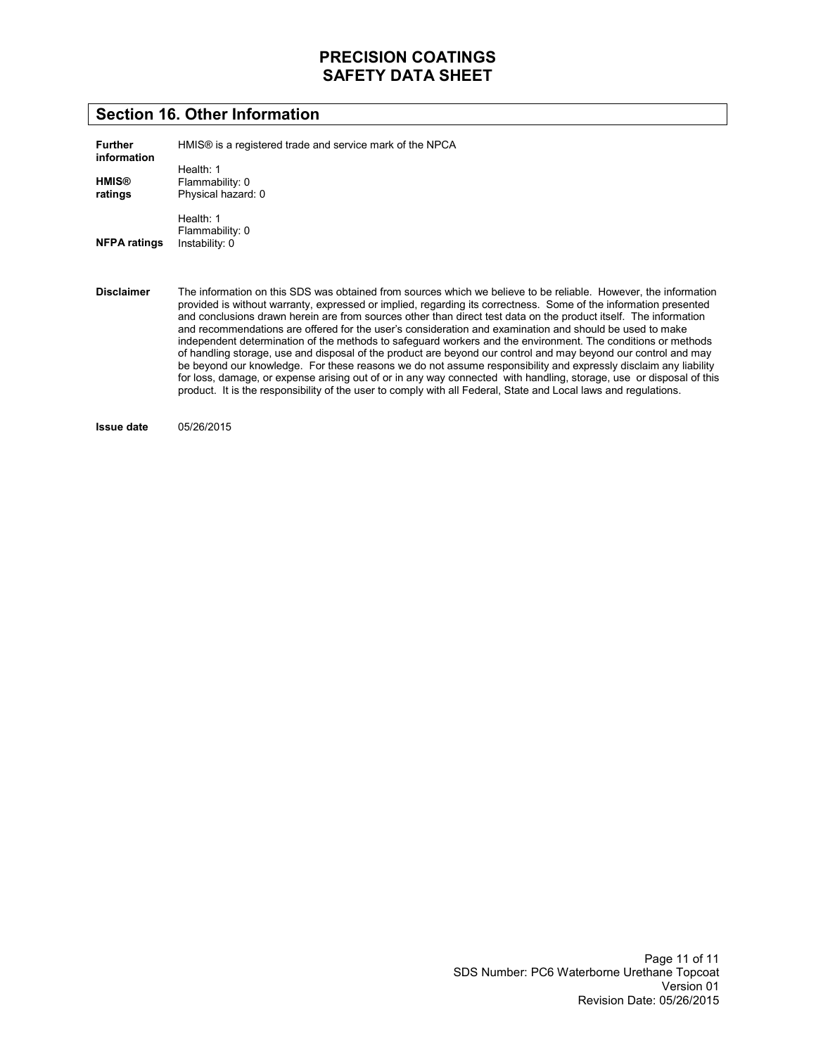# PRECISION COATINGS
# SAFETY DATA SHEET

## Section 16. Other Information

**Further information** HMIS® is a registered trade and service mark of the NPCA

**HMIS® ratings**
Health: 1
Flammability: 0
Physical hazard: 0

**NFPA ratings**
Health: 1
Flammability: 0
Instability: 0

**Disclaimer** The information on this SDS was obtained from sources which we believe to be reliable. However, the information provided is without warranty, expressed or implied, regarding its correctness. Some of the information presented and conclusions drawn herein are from sources other than direct test data on the product itself. The information and recommendations are offered for the user's consideration and examination and should be used to make independent determination of the methods to safeguard workers and the environment. The conditions or methods of handling storage, use and disposal of the product are beyond our control and may beyond our control and may be beyond our knowledge. For these reasons we do not assume responsibility and expressly disclaim any liability for loss, damage, or expense arising out of or in any way connected with handling, storage, use or disposal of this product. It is the responsibility of the user to comply with all Federal, State and Local laws and regulations.

**Issue date** 05/26/2015